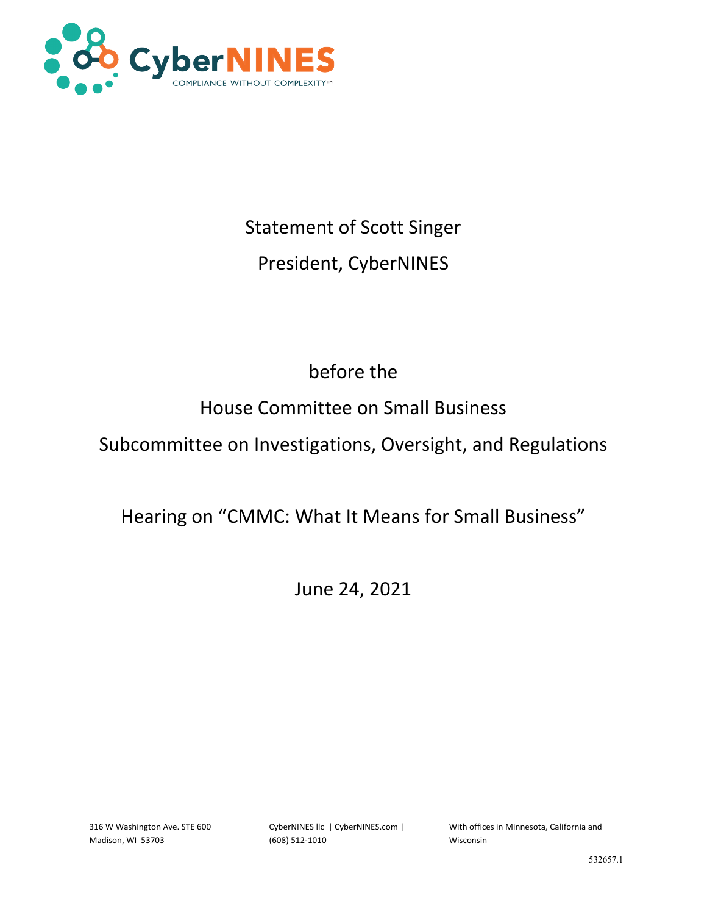CyberNINES

COMPLIANCE WITHOUT COMPLEXITY™

Statement of Scott Singer

President, CyberNINES

before the

House Committee on Small Business

Subcommittee on Investigations, Oversight, and Regulations

Hearing on "CMMC: What It Means for Small Business"

June 24, 2021

316 W Washington Ave. STE 600
Madison, WI 53703

CyberNINES llc | CyberNINES.com |
(608) 512-1010

With offices in Minnesota, California and Wisconsin

532657.1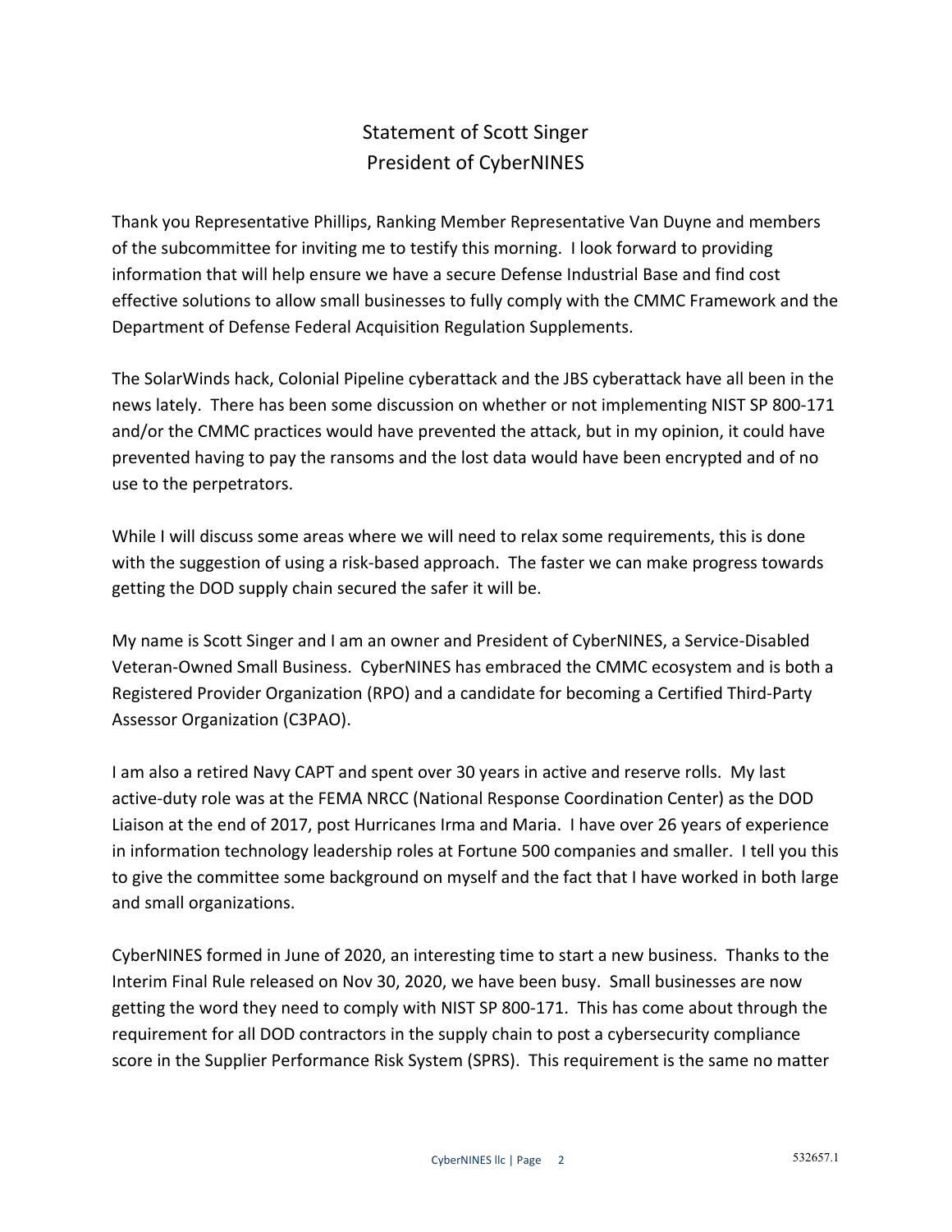Statement of Scott Singer
President of CyberNINES

Thank you Representative Phillips, Ranking Member Representative Van Duyne and members of the subcommittee for inviting me to testify this morning. I look forward to providing information that will help ensure we have a secure Defense Industrial Base and find cost effective solutions to allow small businesses to fully comply with the CMMC Framework and the Department of Defense Federal Acquisition Regulation Supplements.

The SolarWinds hack, Colonial Pipeline cyberattack and the JBS cyberattack have all been in the news lately. There has been some discussion on whether or not implementing NIST SP 800-171 and/or the CMMC practices would have prevented the attack, but in my opinion, it could have prevented having to pay the ransoms and the lost data would have been encrypted and of no use to the perpetrators.

While I will discuss some areas where we will need to relax some requirements, this is done with the suggestion of using a risk-based approach. The faster we can make progress towards getting the DOD supply chain secured the safer it will be.

My name is Scott Singer and I am an owner and President of CyberNINES, a Service-Disabled Veteran-Owned Small Business. CyberNINES has embraced the CMMC ecosystem and is both a Registered Provider Organization (RPO) and a candidate for becoming a Certified Third-Party Assessor Organization (C3PAO).

I am also a retired Navy CAPT and spent over 30 years in active and reserve rolls. My last active-duty role was at the FEMA NRCC (National Response Coordination Center) as the DOD Liaison at the end of 2017, post Hurricanes Irma and Maria. I have over 26 years of experience in information technology leadership roles at Fortune 500 companies and smaller. I tell you this to give the committee some background on myself and the fact that I have worked in both large and small organizations.

CyberNINES formed in June of 2020, an interesting time to start a new business. Thanks to the Interim Final Rule released on Nov 30, 2020, we have been busy. Small businesses are now getting the word they need to comply with NIST SP 800-171. This has come about through the requirement for all DOD contractors in the supply chain to post a cybersecurity compliance score in the Supplier Performance Risk System (SPRS). This requirement is the same no matter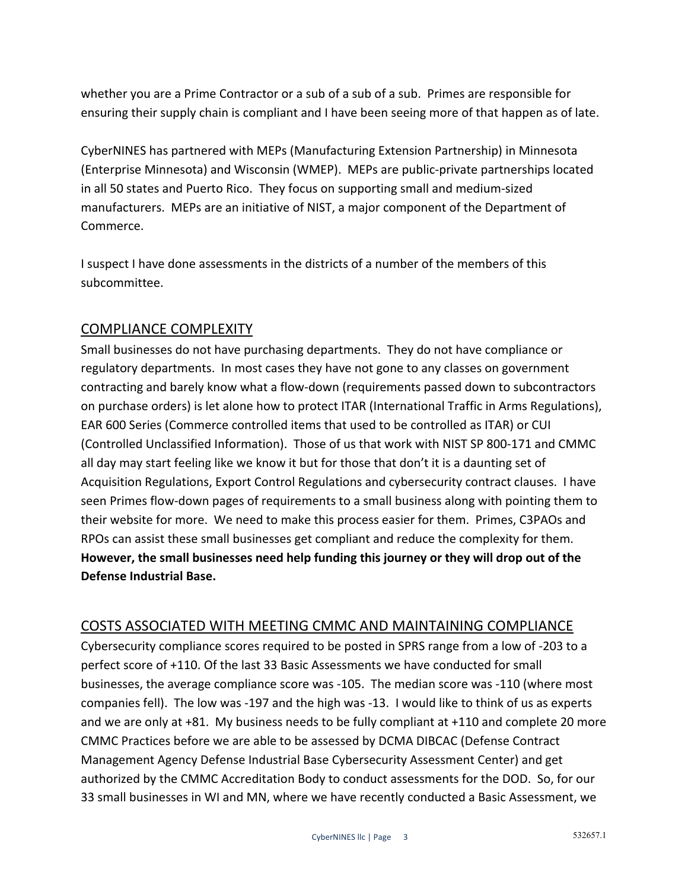whether you are a Prime Contractor or a sub of a sub of a sub. Primes are responsible for ensuring their supply chain is compliant and I have been seeing more of that happen as of late.

CyberNINES has partnered with MEPs (Manufacturing Extension Partnership) in Minnesota (Enterprise Minnesota) and Wisconsin (WMEP). MEPs are public-private partnerships located in all 50 states and Puerto Rico. They focus on supporting small and medium-sized manufacturers. MEPs are an initiative of NIST, a major component of the Department of Commerce.

I suspect I have done assessments in the districts of a number of the members of this subcommittee.

## COMPLIANCE COMPLEXITY

Small businesses do not have purchasing departments. They do not have compliance or regulatory departments. In most cases they have not gone to any classes on government contracting and barely know what a flow-down (requirements passed down to subcontractors on purchase orders) is let alone how to protect ITAR (International Traffic in Arms Regulations), EAR 600 Series (Commerce controlled items that used to be controlled as ITAR) or CUI (Controlled Unclassified Information). Those of us that work with NIST SP 800-171 and CMMC all day may start feeling like we know it but for those that don't it is a daunting set of Acquisition Regulations, Export Control Regulations and cybersecurity contract clauses. I have seen Primes flow-down pages of requirements to a small business along with pointing them to their website for more. We need to make this process easier for them. Primes, C3PAOs and RPOs can assist these small businesses get compliant and reduce the complexity for them. **However, the small businesses need help funding this journey or they will drop out of the Defense Industrial Base.**

## COSTS ASSOCIATED WITH MEETING CMMC AND MAINTAINING COMPLIANCE

Cybersecurity compliance scores required to be posted in SPRS range from a low of -203 to a perfect score of +110. Of the last 33 Basic Assessments we have conducted for small businesses, the average compliance score was -105. The median score was -110 (where most companies fell). The low was -197 and the high was -13. I would like to think of us as experts and we are only at +81. My business needs to be fully compliant at +110 and complete 20 more CMMC Practices before we are able to be assessed by DCMA DIBCAC (Defense Contract Management Agency Defense Industrial Base Cybersecurity Assessment Center) and get authorized by the CMMC Accreditation Body to conduct assessments for the DOD. So, for our 33 small businesses in WI and MN, where we have recently conducted a Basic Assessment, we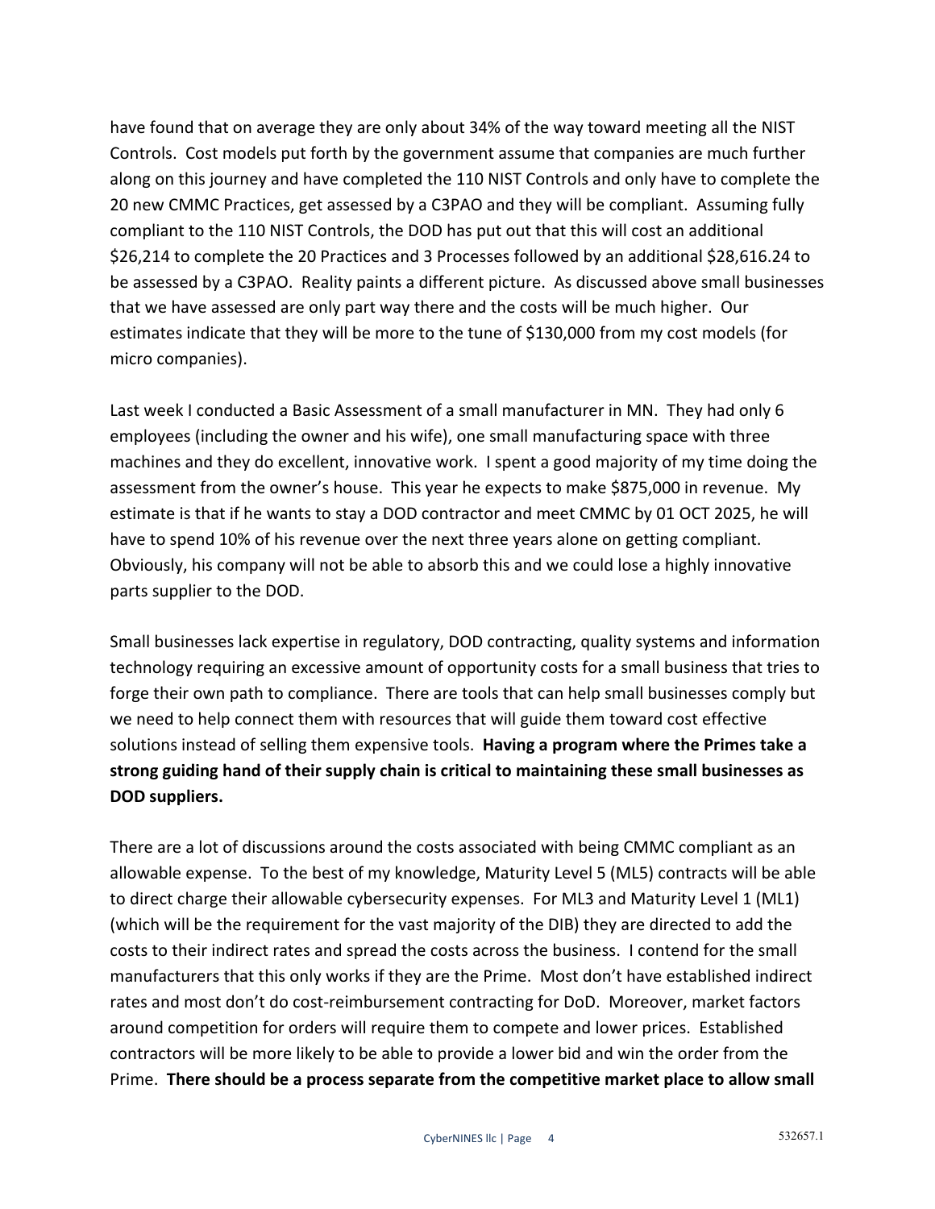have found that on average they are only about 34% of the way toward meeting all the NIST Controls. Cost models put forth by the government assume that companies are much further along on this journey and have completed the 110 NIST Controls and only have to complete the 20 new CMMC Practices, get assessed by a C3PAO and they will be compliant. Assuming fully compliant to the 110 NIST Controls, the DOD has put out that this will cost an additional $26,214 to complete the 20 Practices and 3 Processes followed by an additional $28,616.24 to be assessed by a C3PAO. Reality paints a different picture. As discussed above small businesses that we have assessed are only part way there and the costs will be much higher. Our estimates indicate that they will be more to the tune of $130,000 from my cost models (for micro companies).

Last week I conducted a Basic Assessment of a small manufacturer in MN. They had only 6 employees (including the owner and his wife), one small manufacturing space with three machines and they do excellent, innovative work. I spent a good majority of my time doing the assessment from the owner's house. This year he expects to make $875,000 in revenue. My estimate is that if he wants to stay a DOD contractor and meet CMMC by 01 OCT 2025, he will have to spend 10% of his revenue over the next three years alone on getting compliant. Obviously, his company will not be able to absorb this and we could lose a highly innovative parts supplier to the DOD.

Small businesses lack expertise in regulatory, DOD contracting, quality systems and information technology requiring an excessive amount of opportunity costs for a small business that tries to forge their own path to compliance. There are tools that can help small businesses comply but we need to help connect them with resources that will guide them toward cost effective solutions instead of selling them expensive tools. **Having a program where the Primes take a strong guiding hand of their supply chain is critical to maintaining these small businesses as DOD suppliers.**

There are a lot of discussions around the costs associated with being CMMC compliant as an allowable expense. To the best of my knowledge, Maturity Level 5 (ML5) contracts will be able to direct charge their allowable cybersecurity expenses. For ML3 and Maturity Level 1 (ML1) (which will be the requirement for the vast majority of the DIB) they are directed to add the costs to their indirect rates and spread the costs across the business. I contend for the small manufacturers that this only works if they are the Prime. Most don't have established indirect rates and most don't do cost-reimbursement contracting for DoD. Moreover, market factors around competition for orders will require them to compete and lower prices. Established contractors will be more likely to be able to provide a lower bid and win the order from the Prime. **There should be a process separate from the competitive market place to allow small**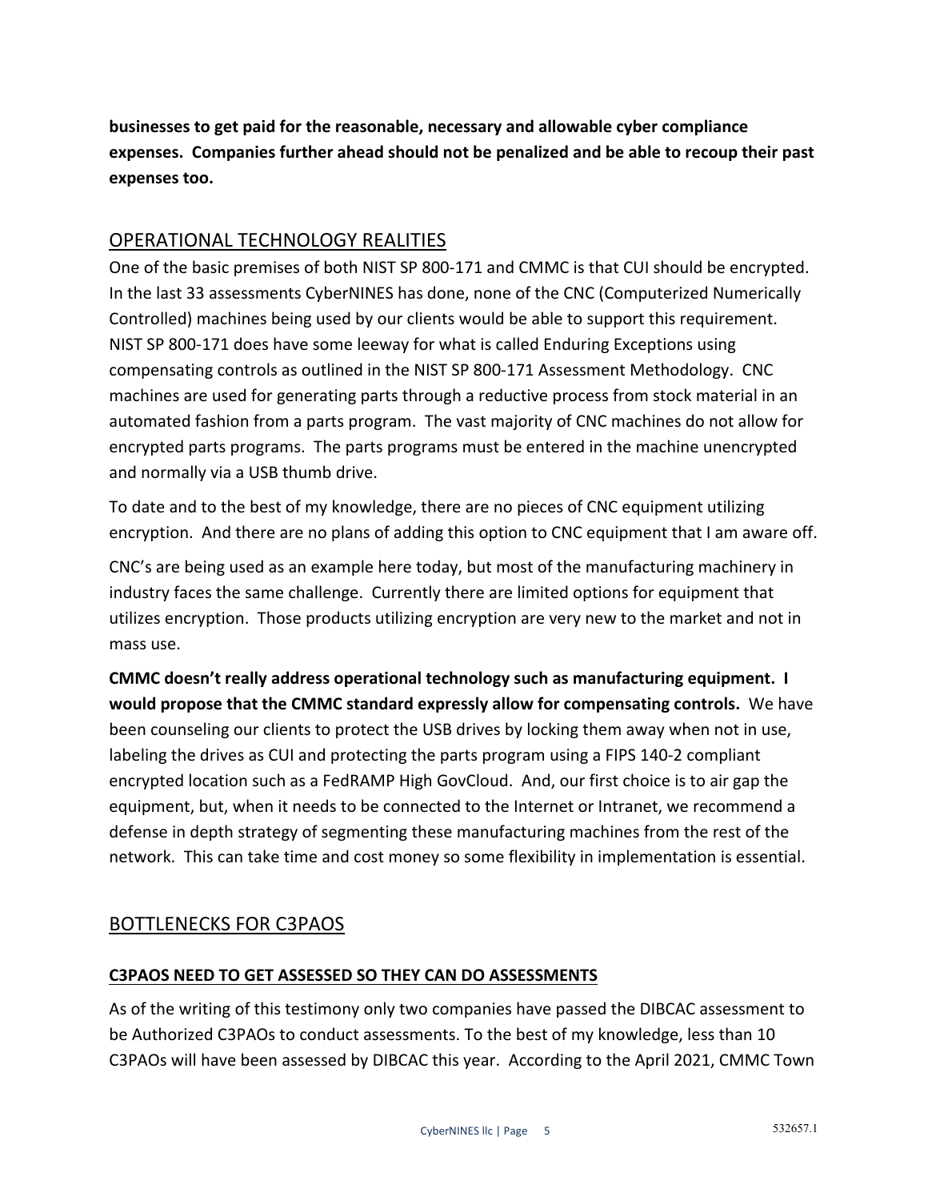**businesses to get paid for the reasonable, necessary and allowable cyber compliance expenses. Companies further ahead should not be penalized and be able to recoup their past expenses too.**

## OPERATIONAL TECHNOLOGY REALITIES

One of the basic premises of both NIST SP 800-171 and CMMC is that CUI should be encrypted. In the last 33 assessments CyberNINES has done, none of the CNC (Computerized Numerically Controlled) machines being used by our clients would be able to support this requirement. NIST SP 800-171 does have some leeway for what is called Enduring Exceptions using compensating controls as outlined in the NIST SP 800-171 Assessment Methodology. CNC machines are used for generating parts through a reductive process from stock material in an automated fashion from a parts program. The vast majority of CNC machines do not allow for encrypted parts programs. The parts programs must be entered in the machine unencrypted and normally via a USB thumb drive.

To date and to the best of my knowledge, there are no pieces of CNC equipment utilizing encryption. And there are no plans of adding this option to CNC equipment that I am aware off.

CNC's are being used as an example here today, but most of the manufacturing machinery in industry faces the same challenge. Currently there are limited options for equipment that utilizes encryption. Those products utilizing encryption are very new to the market and not in mass use.

**CMMC doesn't really address operational technology such as manufacturing equipment. I would propose that the CMMC standard expressly allow for compensating controls.** We have been counseling our clients to protect the USB drives by locking them away when not in use, labeling the drives as CUI and protecting the parts program using a FIPS 140-2 compliant encrypted location such as a FedRAMP High GovCloud. And, our first choice is to air gap the equipment, but, when it needs to be connected to the Internet or Intranet, we recommend a defense in depth strategy of segmenting these manufacturing machines from the rest of the network. This can take time and cost money so some flexibility in implementation is essential.

## BOTTLENECKS FOR C3PAOS

### C3PAOS NEED TO GET ASSESSED SO THEY CAN DO ASSESSMENTS

As of the writing of this testimony only two companies have passed the DIBCAC assessment to be Authorized C3PAOs to conduct assessments. To the best of my knowledge, less than 10 C3PAOs will have been assessed by DIBCAC this year. According to the April 2021, CMMC Town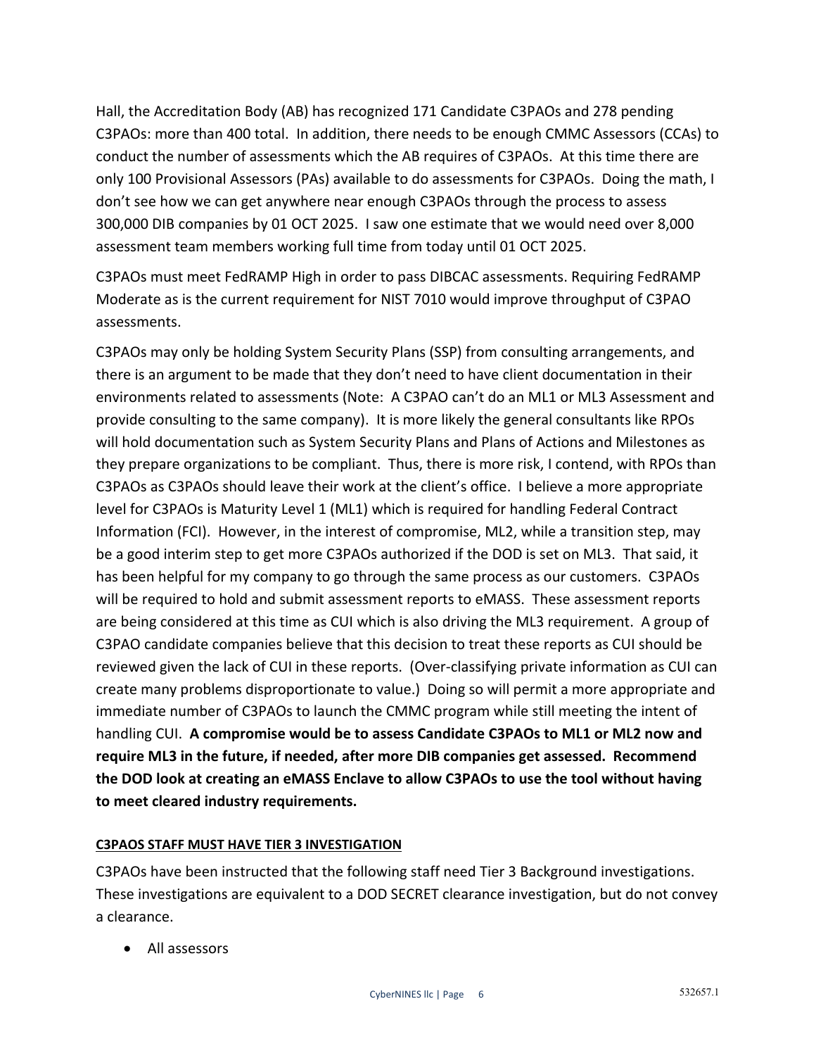Hall, the Accreditation Body (AB) has recognized 171 Candidate C3PAOs and 278 pending C3PAOs: more than 400 total. In addition, there needs to be enough CMMC Assessors (CCAs) to conduct the number of assessments which the AB requires of C3PAOs. At this time there are only 100 Provisional Assessors (PAs) available to do assessments for C3PAOs. Doing the math, I don't see how we can get anywhere near enough C3PAOs through the process to assess 300,000 DIB companies by 01 OCT 2025. I saw one estimate that we would need over 8,000 assessment team members working full time from today until 01 OCT 2025.

C3PAOs must meet FedRAMP High in order to pass DIBCAC assessments. Requiring FedRAMP Moderate as is the current requirement for NIST 7010 would improve throughput of C3PAO assessments.

C3PAOs may only be holding System Security Plans (SSP) from consulting arrangements, and there is an argument to be made that they don't need to have client documentation in their environments related to assessments (Note: A C3PAO can't do an ML1 or ML3 Assessment and provide consulting to the same company). It is more likely the general consultants like RPOs will hold documentation such as System Security Plans and Plans of Actions and Milestones as they prepare organizations to be compliant. Thus, there is more risk, I contend, with RPOs than C3PAOs as C3PAOs should leave their work at the client's office. I believe a more appropriate level for C3PAOs is Maturity Level 1 (ML1) which is required for handling Federal Contract Information (FCI). However, in the interest of compromise, ML2, while a transition step, may be a good interim step to get more C3PAOs authorized if the DOD is set on ML3. That said, it has been helpful for my company to go through the same process as our customers. C3PAOs will be required to hold and submit assessment reports to eMASS. These assessment reports are being considered at this time as CUI which is also driving the ML3 requirement. A group of C3PAO candidate companies believe that this decision to treat these reports as CUI should be reviewed given the lack of CUI in these reports. (Over-classifying private information as CUI can create many problems disproportionate to value.) Doing so will permit a more appropriate and immediate number of C3PAOs to launch the CMMC program while still meeting the intent of handling CUI. **A compromise would be to assess Candidate C3PAOs to ML1 or ML2 now and require ML3 in the future, if needed, after more DIB companies get assessed. Recommend the DOD look at creating an eMASS Enclave to allow C3PAOs to use the tool without having to meet cleared industry requirements.**

## C3PAOS STAFF MUST HAVE TIER 3 INVESTIGATION

C3PAOs have been instructed that the following staff need Tier 3 Background investigations. These investigations are equivalent to a DOD SECRET clearance investigation, but do not convey a clearance.

- All assessors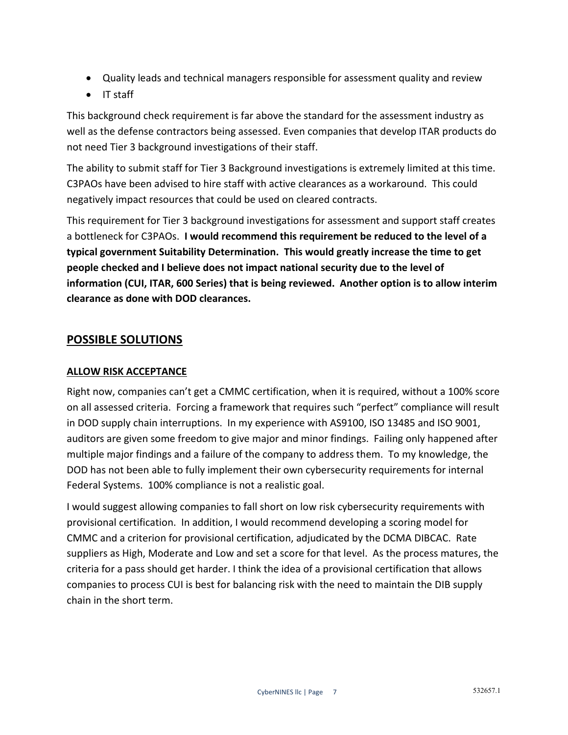- Quality leads and technical managers responsible for assessment quality and review
- IT staff

This background check requirement is far above the standard for the assessment industry as well as the defense contractors being assessed. Even companies that develop ITAR products do not need Tier 3 background investigations of their staff.

The ability to submit staff for Tier 3 Background investigations is extremely limited at this time. C3PAOs have been advised to hire staff with active clearances as a workaround. This could negatively impact resources that could be used on cleared contracts.

This requirement for Tier 3 background investigations for assessment and support staff creates a bottleneck for C3PAOs. **I would recommend this requirement be reduced to the level of a typical government Suitability Determination. This would greatly increase the time to get people checked and I believe does not impact national security due to the level of information (CUI, ITAR, 600 Series) that is being reviewed. Another option is to allow interim clearance as done with DOD clearances.**

## POSSIBLE SOLUTIONS

### ALLOW RISK ACCEPTANCE

Right now, companies can't get a CMMC certification, when it is required, without a 100% score on all assessed criteria. Forcing a framework that requires such "perfect" compliance will result in DOD supply chain interruptions. In my experience with AS9100, ISO 13485 and ISO 9001, auditors are given some freedom to give major and minor findings. Failing only happened after multiple major findings and a failure of the company to address them. To my knowledge, the DOD has not been able to fully implement their own cybersecurity requirements for internal Federal Systems. 100% compliance is not a realistic goal.

I would suggest allowing companies to fall short on low risk cybersecurity requirements with provisional certification. In addition, I would recommend developing a scoring model for CMMC and a criterion for provisional certification, adjudicated by the DCMA DIBCAC. Rate suppliers as High, Moderate and Low and set a score for that level. As the process matures, the criteria for a pass should get harder. I think the idea of a provisional certification that allows companies to process CUI is best for balancing risk with the need to maintain the DIB supply chain in the short term.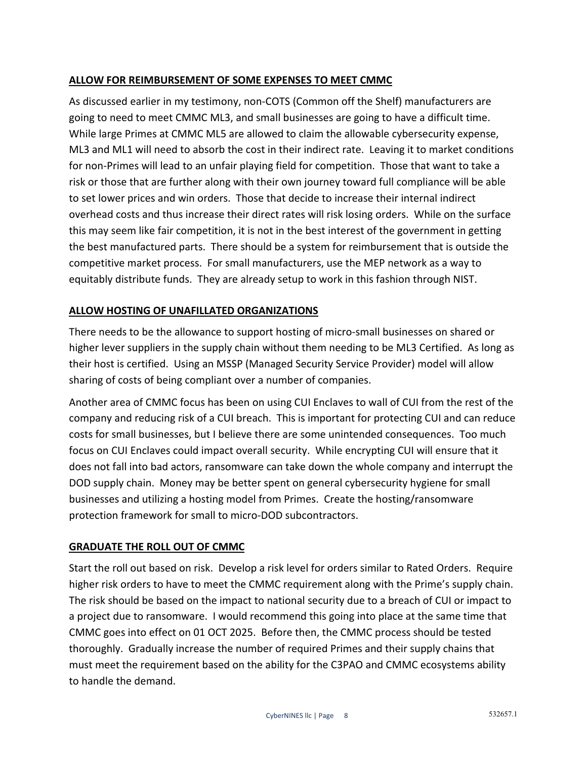**ALLOW FOR REIMBURSEMENT OF SOME EXPENSES TO MEET CMMC**

As discussed earlier in my testimony, non-COTS (Common off the Shelf) manufacturers are going to need to meet CMMC ML3, and small businesses are going to have a difficult time. While large Primes at CMMC ML5 are allowed to claim the allowable cybersecurity expense, ML3 and ML1 will need to absorb the cost in their indirect rate. Leaving it to market conditions for non-Primes will lead to an unfair playing field for competition. Those that want to take a risk or those that are further along with their own journey toward full compliance will be able to set lower prices and win orders. Those that decide to increase their internal indirect overhead costs and thus increase their direct rates will risk losing orders. While on the surface this may seem like fair competition, it is not in the best interest of the government in getting the best manufactured parts. There should be a system for reimbursement that is outside the competitive market process. For small manufacturers, use the MEP network as a way to equitably distribute funds. They are already setup to work in this fashion through NIST.

**ALLOW HOSTING OF UNAFILLATED ORGANIZATIONS**

There needs to be the allowance to support hosting of micro-small businesses on shared or higher lever suppliers in the supply chain without them needing to be ML3 Certified. As long as their host is certified. Using an MSSP (Managed Security Service Provider) model will allow sharing of costs of being compliant over a number of companies.

Another area of CMMC focus has been on using CUI Enclaves to wall of CUI from the rest of the company and reducing risk of a CUI breach. This is important for protecting CUI and can reduce costs for small businesses, but I believe there are some unintended consequences. Too much focus on CUI Enclaves could impact overall security. While encrypting CUI will ensure that it does not fall into bad actors, ransomware can take down the whole company and interrupt the DOD supply chain. Money may be better spent on general cybersecurity hygiene for small businesses and utilizing a hosting model from Primes. Create the hosting/ransomware protection framework for small to micro-DOD subcontractors.

**GRADUATE THE ROLL OUT OF CMMC**

Start the roll out based on risk. Develop a risk level for orders similar to Rated Orders. Require higher risk orders to have to meet the CMMC requirement along with the Prime's supply chain. The risk should be based on the impact to national security due to a breach of CUI or impact to a project due to ransomware. I would recommend this going into place at the same time that CMMC goes into effect on 01 OCT 2025. Before then, the CMMC process should be tested thoroughly. Gradually increase the number of required Primes and their supply chains that must meet the requirement based on the ability for the C3PAO and CMMC ecosystems ability to handle the demand.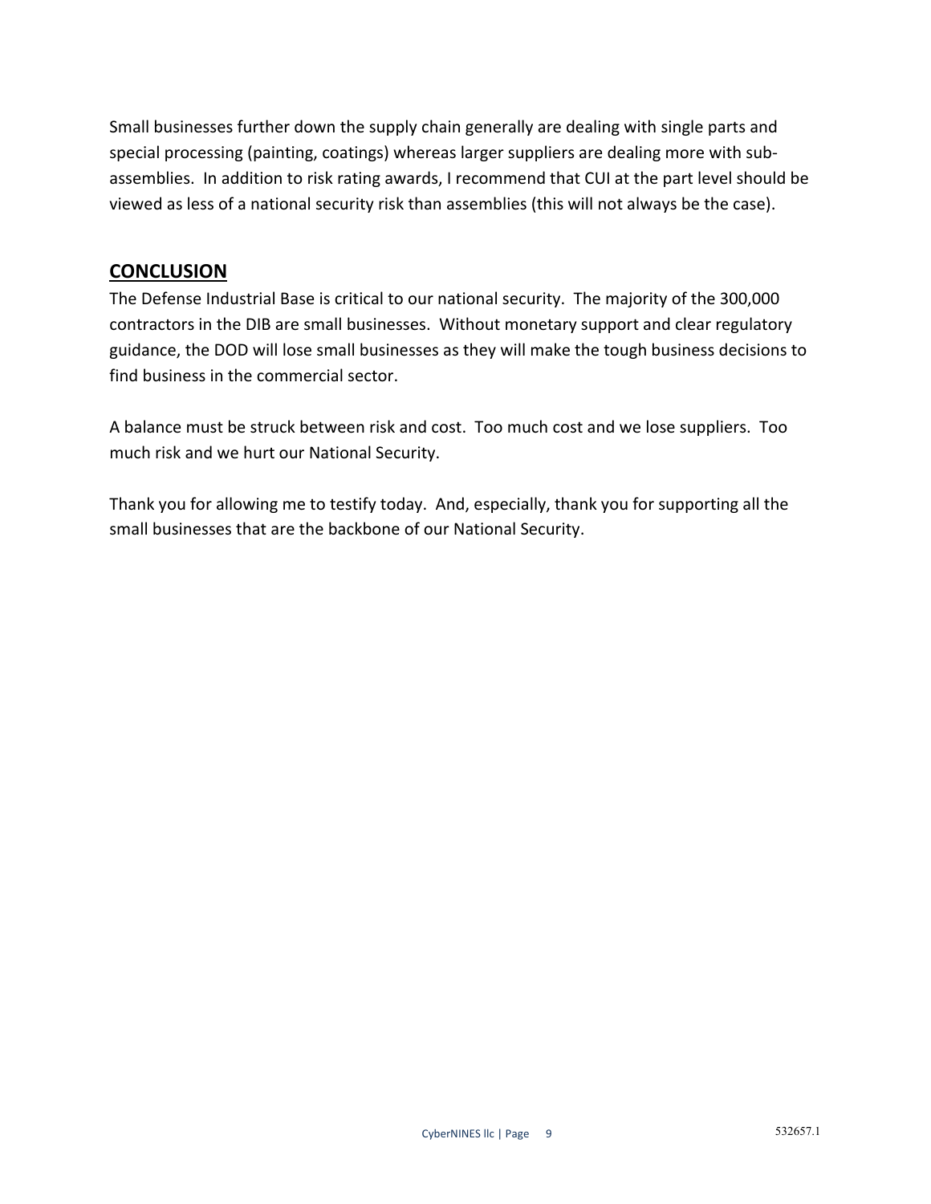Small businesses further down the supply chain generally are dealing with single parts and special processing (painting, coatings) whereas larger suppliers are dealing more with sub-assemblies. In addition to risk rating awards, I recommend that CUI at the part level should be viewed as less of a national security risk than assemblies (this will not always be the case).

## CONCLUSION

The Defense Industrial Base is critical to our national security. The majority of the 300,000 contractors in the DIB are small businesses. Without monetary support and clear regulatory guidance, the DOD will lose small businesses as they will make the tough business decisions to find business in the commercial sector.

A balance must be struck between risk and cost. Too much cost and we lose suppliers. Too much risk and we hurt our National Security.

Thank you for allowing me to testify today. And, especially, thank you for supporting all the small businesses that are the backbone of our National Security.